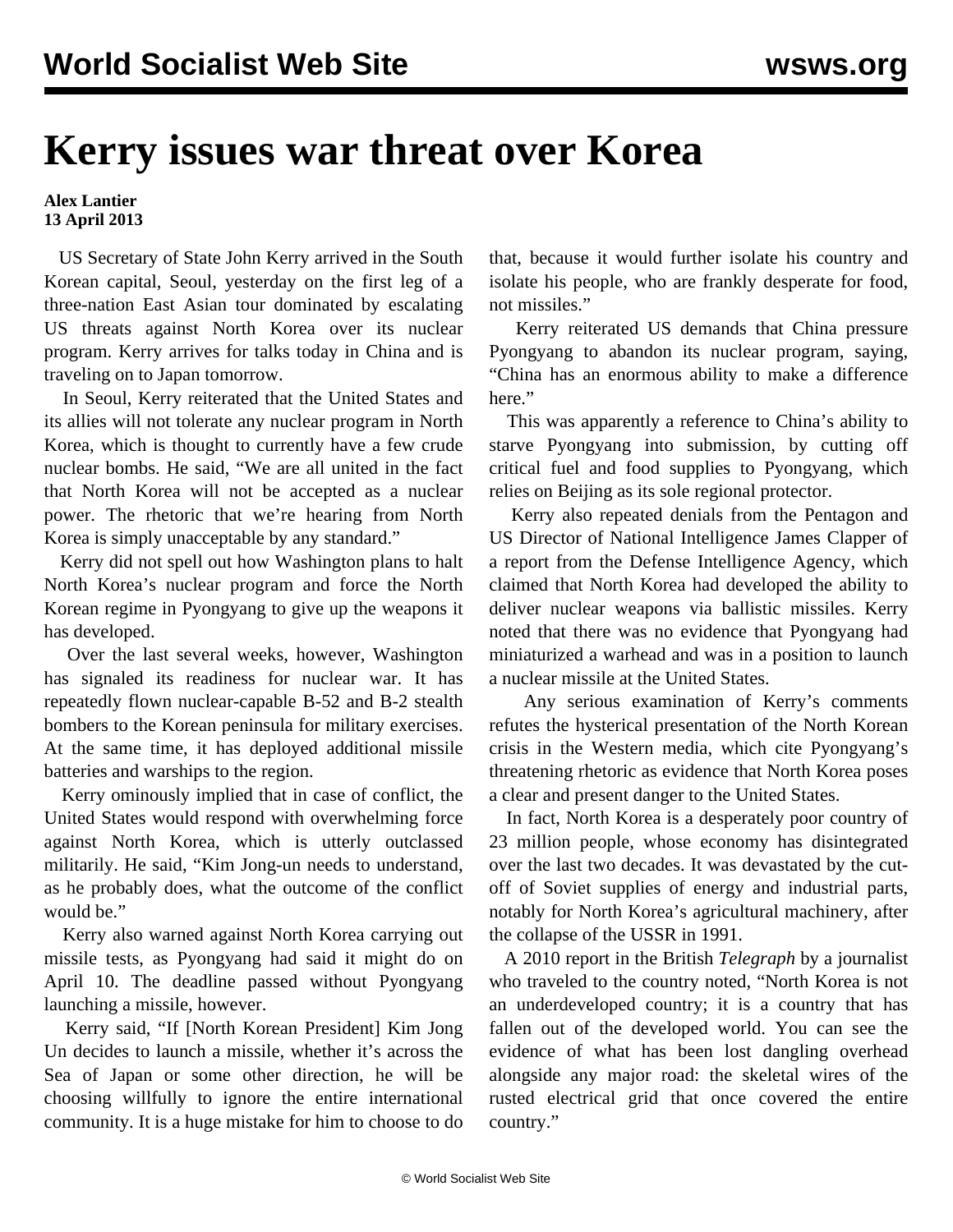# Kerry issues war threat over Korea

**Alex Lantier**
**13 April 2013**

US Secretary of State John Kerry arrived in the South Korean capital, Seoul, yesterday on the first leg of a three-nation East Asian tour dominated by escalating US threats against North Korea over its nuclear program. Kerry arrives for talks today in China and is traveling on to Japan tomorrow.

In Seoul, Kerry reiterated that the United States and its allies will not tolerate any nuclear program in North Korea, which is thought to currently have a few crude nuclear bombs. He said, "We are all united in the fact that North Korea will not be accepted as a nuclear power. The rhetoric that we're hearing from North Korea is simply unacceptable by any standard."

Kerry did not spell out how Washington plans to halt North Korea's nuclear program and force the North Korean regime in Pyongyang to give up the weapons it has developed.

Over the last several weeks, however, Washington has signaled its readiness for nuclear war. It has repeatedly flown nuclear-capable B-52 and B-2 stealth bombers to the Korean peninsula for military exercises. At the same time, it has deployed additional missile batteries and warships to the region.

Kerry ominously implied that in case of conflict, the United States would respond with overwhelming force against North Korea, which is utterly outclassed militarily. He said, "Kim Jong-un needs to understand, as he probably does, what the outcome of the conflict would be."

Kerry also warned against North Korea carrying out missile tests, as Pyongyang had said it might do on April 10. The deadline passed without Pyongyang launching a missile, however.

Kerry said, "If [North Korean President] Kim Jong Un decides to launch a missile, whether it's across the Sea of Japan or some other direction, he will be choosing willfully to ignore the entire international community. It is a huge mistake for him to choose to do that, because it would further isolate his country and isolate his people, who are frankly desperate for food, not missiles."

Kerry reiterated US demands that China pressure Pyongyang to abandon its nuclear program, saying, "China has an enormous ability to make a difference here."

This was apparently a reference to China's ability to starve Pyongyang into submission, by cutting off critical fuel and food supplies to Pyongyang, which relies on Beijing as its sole regional protector.

Kerry also repeated denials from the Pentagon and US Director of National Intelligence James Clapper of a report from the Defense Intelligence Agency, which claimed that North Korea had developed the ability to deliver nuclear weapons via ballistic missiles. Kerry noted that there was no evidence that Pyongyang had miniaturized a warhead and was in a position to launch a nuclear missile at the United States.

Any serious examination of Kerry's comments refutes the hysterical presentation of the North Korean crisis in the Western media, which cite Pyongyang's threatening rhetoric as evidence that North Korea poses a clear and present danger to the United States.

In fact, North Korea is a desperately poor country of 23 million people, whose economy has disintegrated over the last two decades. It was devastated by the cut-off of Soviet supplies of energy and industrial parts, notably for North Korea's agricultural machinery, after the collapse of the USSR in 1991.

A 2010 report in the British *Telegraph* by a journalist who traveled to the country noted, "North Korea is not an underdeveloped country; it is a country that has fallen out of the developed world. You can see the evidence of what has been lost dangling overhead alongside any major road: the skeletal wires of the rusted electrical grid that once covered the entire country."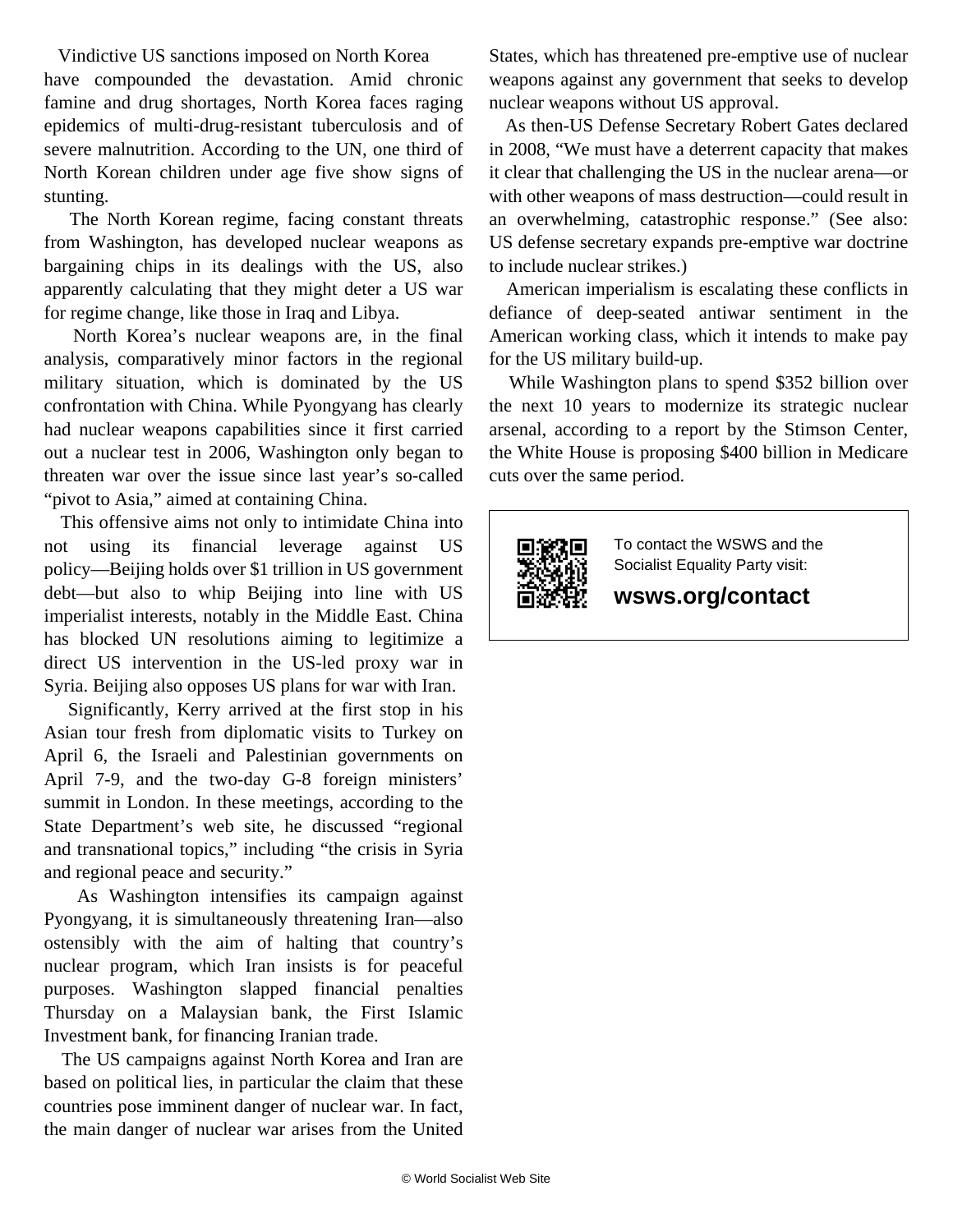Vindictive US sanctions imposed on North Korea have compounded the devastation. Amid chronic famine and drug shortages, North Korea faces raging epidemics of multi-drug-resistant tuberculosis and of severe malnutrition. According to the UN, one third of North Korean children under age five show signs of stunting.

The North Korean regime, facing constant threats from Washington, has developed nuclear weapons as bargaining chips in its dealings with the US, also apparently calculating that they might deter a US war for regime change, like those in Iraq and Libya.

North Korea's nuclear weapons are, in the final analysis, comparatively minor factors in the regional military situation, which is dominated by the US confrontation with China. While Pyongyang has clearly had nuclear weapons capabilities since it first carried out a nuclear test in 2006, Washington only began to threaten war over the issue since last year's so-called "pivot to Asia," aimed at containing China.

This offensive aims not only to intimidate China into not using its financial leverage against US policy—Beijing holds over $1 trillion in US government debt—but also to whip Beijing into line with US imperialist interests, notably in the Middle East. China has blocked UN resolutions aiming to legitimize a direct US intervention in the US-led proxy war in Syria. Beijing also opposes US plans for war with Iran.

Significantly, Kerry arrived at the first stop in his Asian tour fresh from diplomatic visits to Turkey on April 6, the Israeli and Palestinian governments on April 7-9, and the two-day G-8 foreign ministers' summit in London. In these meetings, according to the State Department's web site, he discussed "regional and transnational topics," including "the crisis in Syria and regional peace and security."

As Washington intensifies its campaign against Pyongyang, it is simultaneously threatening Iran—also ostensibly with the aim of halting that country's nuclear program, which Iran insists is for peaceful purposes. Washington slapped financial penalties Thursday on a Malaysian bank, the First Islamic Investment bank, for financing Iranian trade.

The US campaigns against North Korea and Iran are based on political lies, in particular the claim that these countries pose imminent danger of nuclear war. In fact, the main danger of nuclear war arises from the United States, which has threatened pre-emptive use of nuclear weapons against any government that seeks to develop nuclear weapons without US approval.

As then-US Defense Secretary Robert Gates declared in 2008, "We must have a deterrent capacity that makes it clear that challenging the US in the nuclear arena—or with other weapons of mass destruction—could result in an overwhelming, catastrophic response." (See also: US defense secretary expands pre-emptive war doctrine to include nuclear strikes.)

American imperialism is escalating these conflicts in defiance of deep-seated antiwar sentiment in the American working class, which it intends to make pay for the US military build-up.

While Washington plans to spend $352 billion over the next 10 years to modernize its strategic nuclear arsenal, according to a report by the Stimson Center, the White House is proposing $400 billion in Medicare cuts over the same period.

To contact the WSWS and the Socialist Equality Party visit:

**wsws.org/contact**